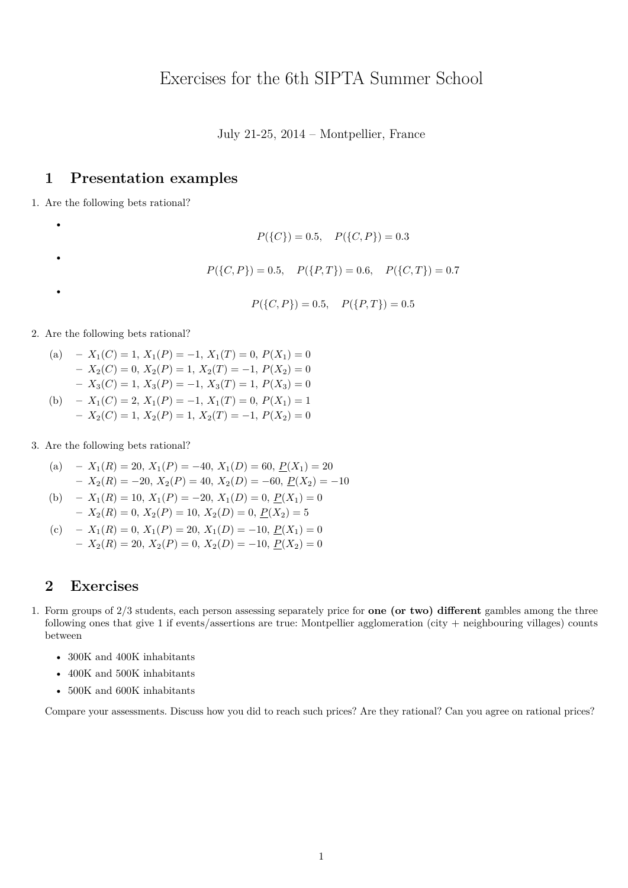# Exercises for the 6th SIPTA Summer School

July 21-25, 2014 – Montpellier, France

## 1 Presentation examples

1. Are the following bets rational?

   - $$P(\{C\}) = 0.5, \quad P(\{C, P\}) = 0.3$$
   - $$P(\{C, P\}) = 0.5, \quad P(\{P, T\}) = 0.6, \quad P(\{C, T\}) = 0.7$$
   - $$P(\{C, P\}) = 0.5, \quad P(\{P, T\}) = 0.5$$

2. Are the following bets rational?

   (a)
   - $X_1(C) = 1$, $X_1(P) = -1$, $X_1(T) = 0$, $P(X_1) = 0$
   - $X_2(C) = 0$, $X_2(P) = 1$, $X_2(T) = -1$, $P(X_2) = 0$
   - $X_3(C) = 1$, $X_3(P) = -1$, $X_3(T) = 1$, $P(X_3) = 0$

   (b)
   - $X_1(C) = 2$, $X_1(P) = -1$, $X_1(T) = 0$, $P(X_1) = 1$
   - $X_2(C) = 1$, $X_2(P) = 1$, $X_2(T) = -1$, $P(X_2) = 0$

3. Are the following bets rational?

   (a)
   - $X_1(R) = 20$, $X_1(P) = -40$, $X_1(D) = 60$, $\underline{P}(X_1) = 20$
   - $X_2(R) = -20$, $X_2(P) = 40$, $X_2(D) = -60$, $\underline{P}(X_2) = -10$

   (b)
   - $X_1(R) = 10$, $X_1(P) = -20$, $X_1(D) = 0$, $\underline{P}(X_1) = 0$
   - $X_2(R) = 0$, $X_2(P) = 10$, $X_2(D) = 0$, $\underline{P}(X_2) = 5$

   (c)
   - $X_1(R) = 0$, $X_1(P) = 20$, $X_1(D) = -10$, $\underline{P}(X_1) = 0$
   - $X_2(R) = 20$, $X_2(P) = 0$, $X_2(D) = -10$, $\underline{P}(X_2) = 0$

## 2 Exercises

1. Form groups of 2/3 students, each person assessing separately price for **one (or two) different** gambles among the three following ones that give 1 if events/assertions are true: Montpellier agglomeration (city + neighbouring villages) counts between

   - 300K and 400K inhabitants
   - 400K and 500K inhabitants
   - 500K and 600K inhabitants

   Compare your assessments. Discuss how you did to reach such prices? Are they rational? Can you agree on rational prices?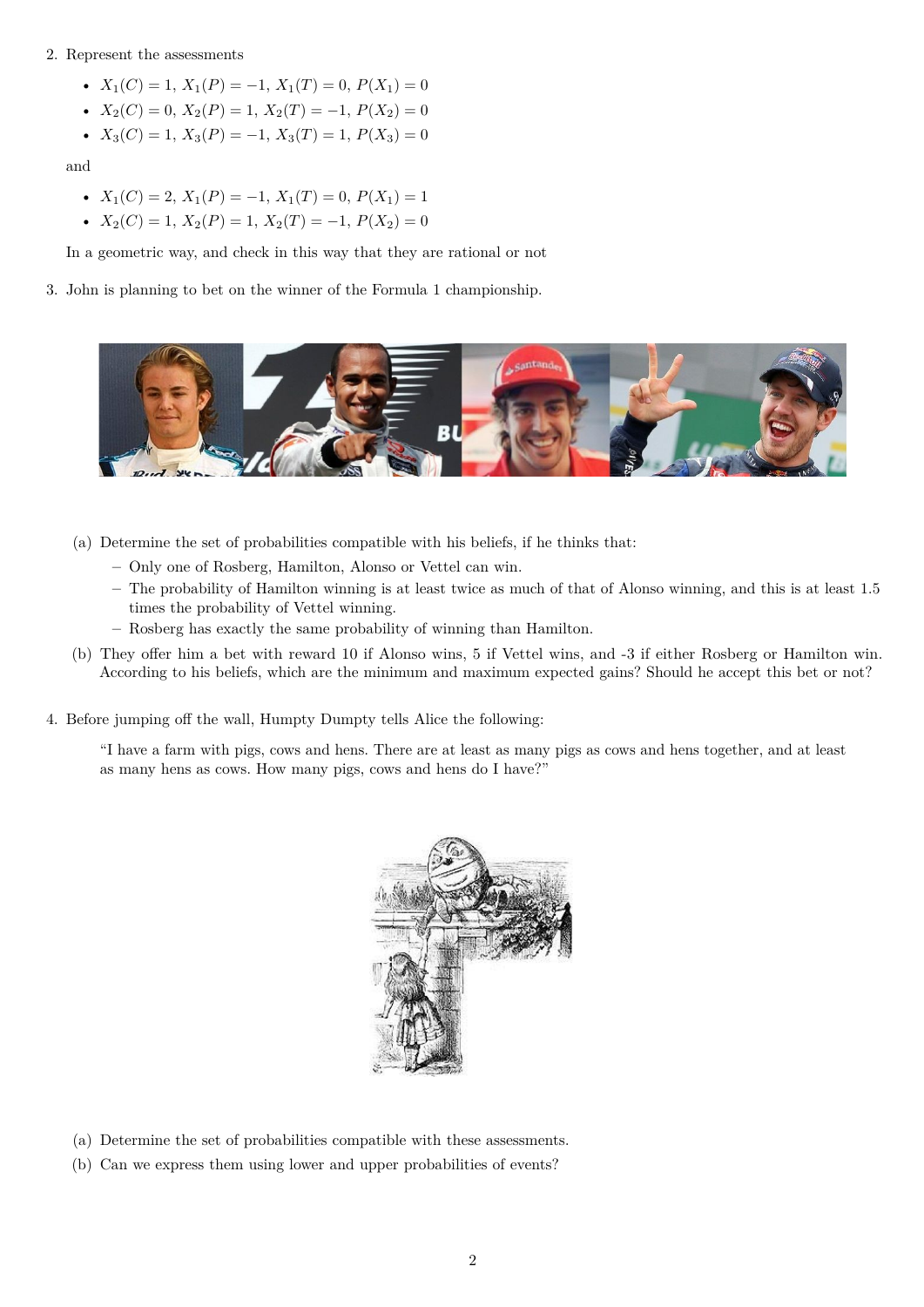2. Represent the assessments

   - $X_1(C) = 1$, $X_1(P) = -1$, $X_1(T) = 0$, $P(X_1) = 0$
   - $X_2(C) = 0$, $X_2(P) = 1$, $X_2(T) = -1$, $P(X_2) = 0$
   - $X_3(C) = 1$, $X_3(P) = -1$, $X_3(T) = 1$, $P(X_3) = 0$

   and

   - $X_1(C) = 2$, $X_1(P) = -1$, $X_1(T) = 0$, $P(X_1) = 1$
   - $X_2(C) = 1$, $X_2(P) = 1$, $X_2(T) = -1$, $P(X_2) = 0$

   In a geometric way, and check in this way that they are rational or not

3. John is planning to bet on the winner of the Formula 1 championship.

   (a) Determine the set of probabilities compatible with his beliefs, if he thinks that:

   - Only one of Rosberg, Hamilton, Alonso or Vettel can win.
   - The probability of Hamilton winning is at least twice as much of that of Alonso winning, and this is at least 1.5 times the probability of Vettel winning.
   - Rosberg has exactly the same probability of winning than Hamilton.

   (b) They offer him a bet with reward 10 if Alonso wins, 5 if Vettel wins, and -3 if either Rosberg or Hamilton win. According to his beliefs, which are the minimum and maximum expected gains? Should he accept this bet or not?

4. Before jumping off the wall, Humpty Dumpty tells Alice the following:

   "I have a farm with pigs, cows and hens. There are at least as many pigs as cows and hens together, and at least as many hens as cows. How many pigs, cows and hens do I have?"

   (a) Determine the set of probabilities compatible with these assessments.

   (b) Can we express them using lower and upper probabilities of events?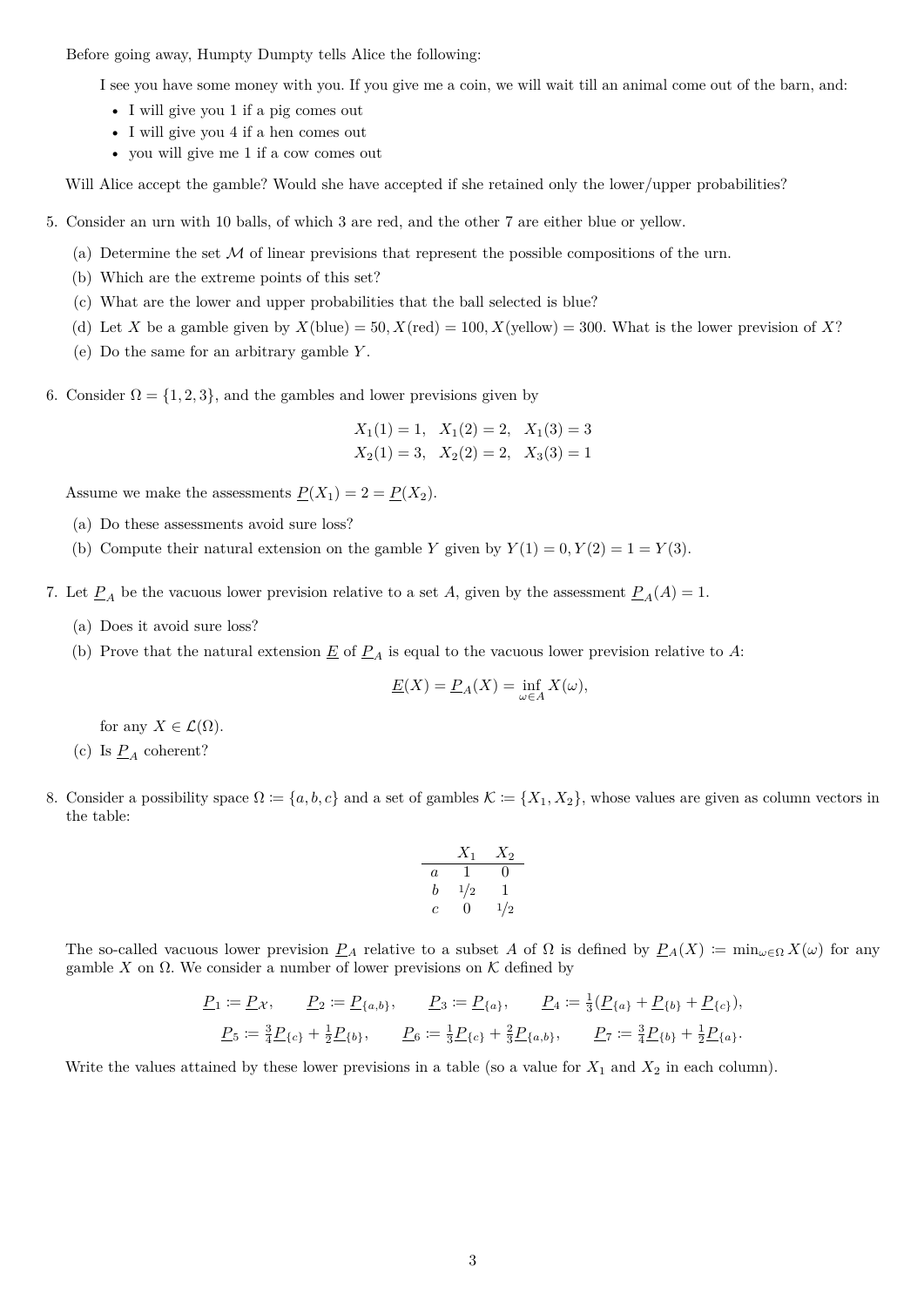Before going away, Humpty Dumpty tells Alice the following:

> I see you have some money with you. If you give me a coin, we will wait till an animal come out of the barn, and:
>
> - I will give you 1 if a pig comes out
> - I will give you 4 if a hen comes out
> - you will give me 1 if a cow comes out

Will Alice accept the gamble? Would she have accepted if she retained only the lower/upper probabilities?

5. Consider an urn with 10 balls, of which 3 are red, and the other 7 are either blue or yellow.

   (a) Determine the set $\mathcal{M}$ of linear previsions that represent the possible compositions of the urn.

   (b) Which are the extreme points of this set?

   (c) What are the lower and upper probabilities that the ball selected is blue?

   (d) Let $X$ be a gamble given by $X(\text{blue}) = 50, X(\text{red}) = 100, X(\text{yellow}) = 300$. What is the lower prevision of $X$?

   (e) Do the same for an arbitrary gamble $Y$.

6. Consider $\Omega = \{1, 2, 3\}$, and the gambles and lower previsions given by

$$X_1(1) = 1, \quad X_1(2) = 2, \quad X_1(3) = 3$$
$$X_2(1) = 3, \quad X_2(2) = 2, \quad X_3(3) = 1$$

   Assume we make the assessments $\underline{P}(X_1) = 2 = \underline{P}(X_2)$.

   (a) Do these assessments avoid sure loss?

   (b) Compute their natural extension on the gamble $Y$ given by $Y(1) = 0, Y(2) = 1 = Y(3)$.

7. Let $\underline{P}_A$ be the vacuous lower prevision relative to a set $A$, given by the assessment $\underline{P}_A(A) = 1$.

   (a) Does it avoid sure loss?

   (b) Prove that the natural extension $\underline{E}$ of $\underline{P}_A$ is equal to the vacuous lower prevision relative to $A$:

$$\underline{E}(X) = \underline{P}_A(X) = \inf_{\omega \in A} X(\omega),$$

   for any $X \in \mathcal{L}(\Omega)$.

   (c) Is $\underline{P}_A$ coherent?

8. Consider a possibility space $\Omega := \{a, b, c\}$ and a set of gambles $\mathcal{K} := \{X_1, X_2\}$, whose values are given as column vectors in the table:

| | $X_1$ | $X_2$ |
|---|---|---|
| $a$ | 1 | 0 |
| $b$ | 1/2 | 1 |
| $c$ | 0 | 1/2 |

   The so-called vacuous lower prevision $\underline{P}_A$ relative to a subset $A$ of $\Omega$ is defined by $\underline{P}_A(X) := \min_{\omega \in \Omega} X(\omega)$ for any gamble $X$ on $\Omega$. We consider a number of lower previsions on $\mathcal{K}$ defined by

$$\underline{P}_1 := \underline{P}_{\mathcal{X}}, \qquad \underline{P}_2 := \underline{P}_{\{a,b\}}, \qquad \underline{P}_3 := \underline{P}_{\{a\}}, \qquad \underline{P}_4 := \tfrac{1}{3}(\underline{P}_{\{a\}} + \underline{P}_{\{b\}} + \underline{P}_{\{c\}}),$$
$$\underline{P}_5 := \tfrac{3}{4}\underline{P}_{\{c\}} + \tfrac{1}{2}\underline{P}_{\{b\}}, \qquad \underline{P}_6 := \tfrac{1}{3}\underline{P}_{\{c\}} + \tfrac{2}{3}\underline{P}_{\{a,b\}}, \qquad \underline{P}_7 := \tfrac{3}{4}\underline{P}_{\{b\}} + \tfrac{1}{2}\underline{P}_{\{a\}}.$$

   Write the values attained by these lower previsions in a table (so a value for $X_1$ and $X_2$ in each column).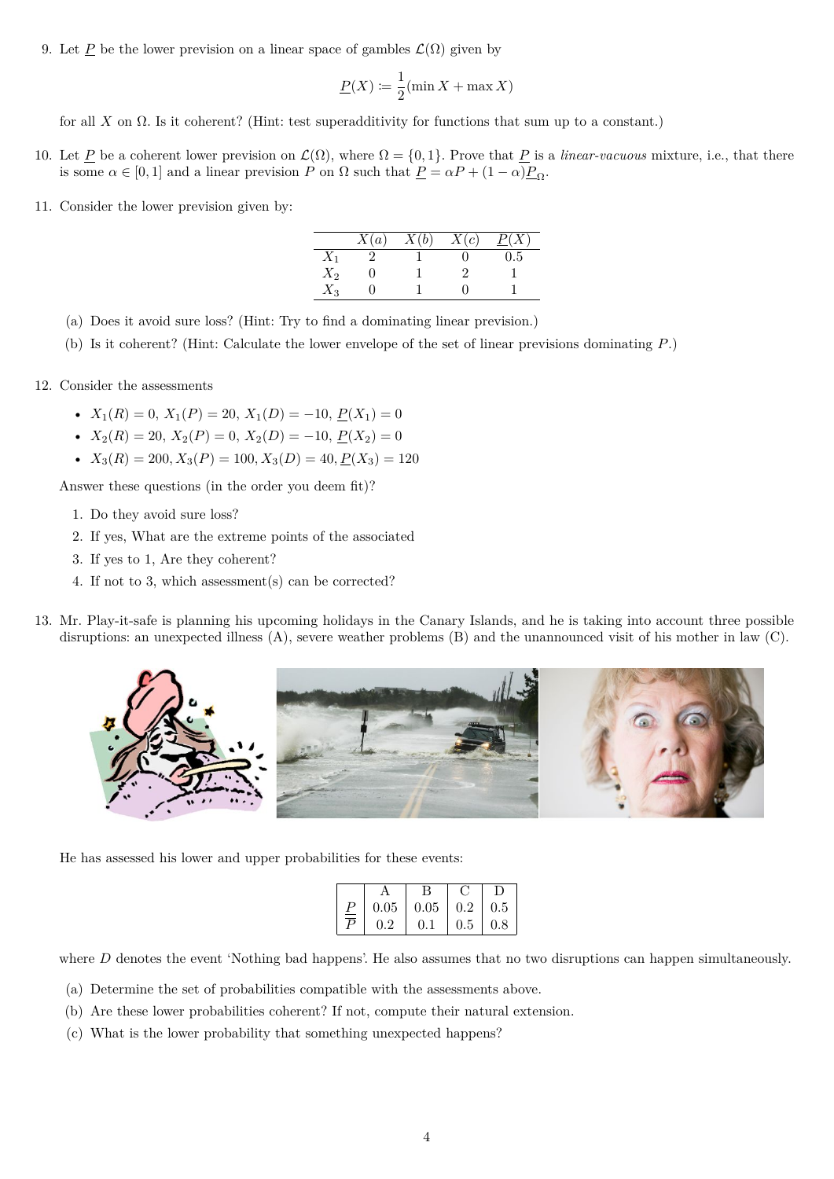9. Let $\underline{P}$ be the lower prevision on a linear space of gambles $\mathcal{L}(\Omega)$ given by

$$\underline{P}(X) := \frac{1}{2}(\min X + \max X)$$

for all $X$ on $\Omega$. Is it coherent? (Hint: test superadditivity for functions that sum up to a constant.)

10. Let $\underline{P}$ be a coherent lower prevision on $\mathcal{L}(\Omega)$, where $\Omega = \{0, 1\}$. Prove that $\underline{P}$ is a *linear-vacuous* mixture, i.e., that there is some $\alpha \in [0, 1]$ and a linear prevision $P$ on $\Omega$ such that $\underline{P} = \alpha P + (1 - \alpha)\underline{P}_\Omega$.

11. Consider the lower prevision given by:

| | $X(a)$ | $X(b)$ | $X(c)$ | $\underline{P}(X)$ |
|---|---|---|---|---|
| $X_1$ | 2 | 1 | 0 | 0.5 |
| $X_2$ | 0 | 1 | 2 | 1 |
| $X_3$ | 0 | 1 | 0 | 1 |

   (a) Does it avoid sure loss? (Hint: Try to find a dominating linear prevision.)

   (b) Is it coherent? (Hint: Calculate the lower envelope of the set of linear previsions dominating $P$.)

12. Consider the assessments

- $X_1(R) = 0$, $X_1(P) = 20$, $X_1(D) = -10$, $\underline{P}(X_1) = 0$
- $X_2(R) = 20$, $X_2(P) = 0$, $X_2(D) = -10$, $\underline{P}(X_2) = 0$
- $X_3(R) = 200$, $X_3(P) = 100$, $X_3(D) = 40$, $\underline{P}(X_3) = 120$

Answer these questions (in the order you deem fit)?

   1. Do they avoid sure loss?
   2. If yes, What are the extreme points of the associated
   3. If yes to 1, Are they coherent?
   4. If not to 3, which assessment(s) can be corrected?

13. Mr. Play-it-safe is planning his upcoming holidays in the Canary Islands, and he is taking into account three possible disruptions: an unexpected illness (A), severe weather problems (B) and the unannounced visit of his mother in law (C).

He has assessed his lower and upper probabilities for these events:

| | A | B | C | D |
|---|---|---|---|---|
| $\underline{P}$ | 0.05 | 0.05 | 0.2 | 0.5 |
| $\overline{P}$ | 0.2 | 0.1 | 0.5 | 0.8 |

where $D$ denotes the event 'Nothing bad happens'. He also assumes that no two disruptions can happen simultaneously.

   (a) Determine the set of probabilities compatible with the assessments above.

   (b) Are these lower probabilities coherent? If not, compute their natural extension.

   (c) What is the lower probability that something unexpected happens?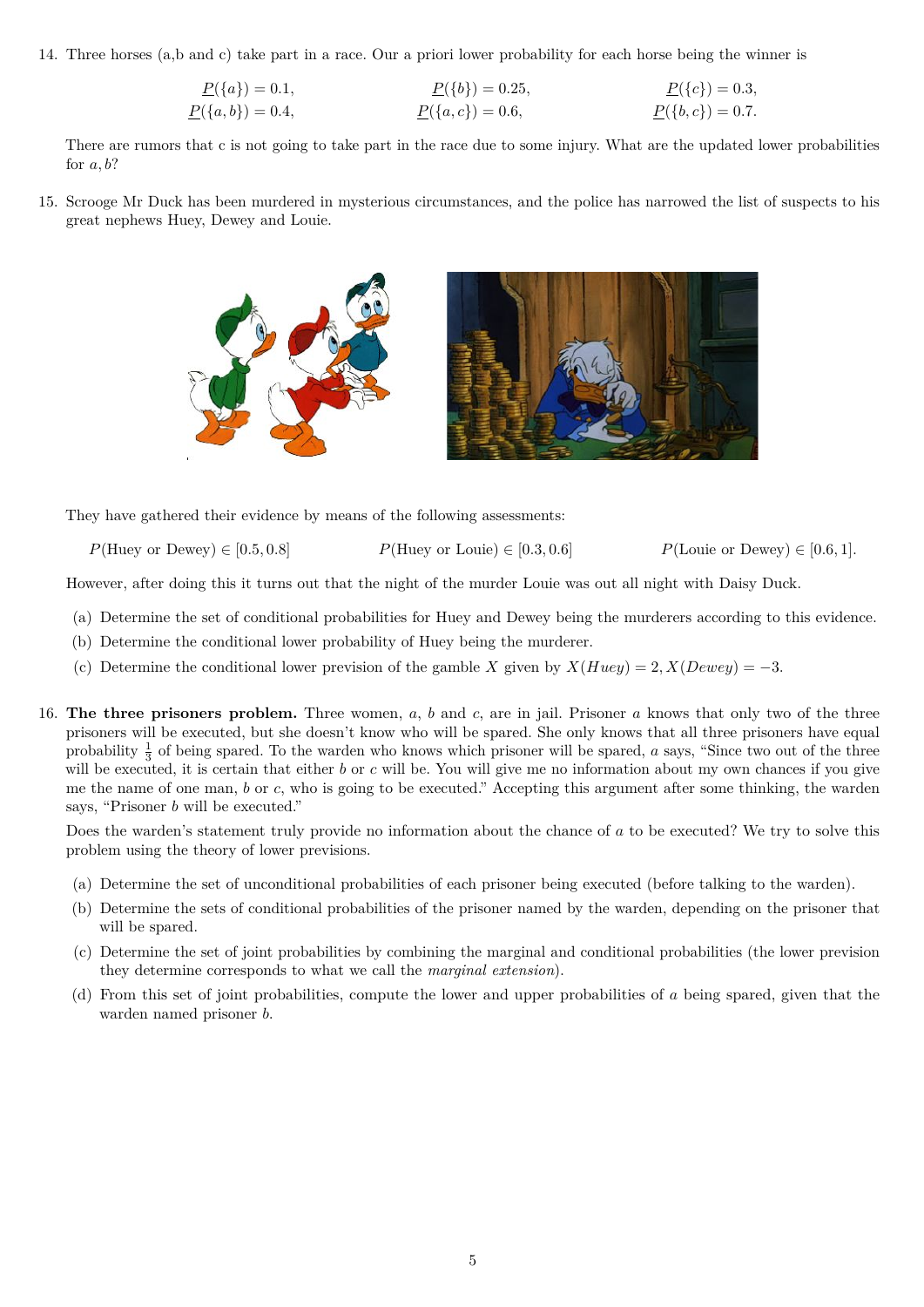14. Three horses (a,b and c) take part in a race. Our a priori lower probability for each horse being the winner is

$$\underline{P}(\{a\}) = 0.1, \qquad \underline{P}(\{b\}) = 0.25, \qquad \underline{P}(\{c\}) = 0.3,$$
$$\underline{P}(\{a,b\}) = 0.4, \qquad \underline{P}(\{a,c\}) = 0.6, \qquad \underline{P}(\{b,c\}) = 0.7.$$

There are rumors that c is not going to take part in the race due to some injury. What are the updated lower probabilities for $a, b$?

15. Scrooge Mr Duck has been murdered in mysterious circumstances, and the police has narrowed the list of suspects to his great nephews Huey, Dewey and Louie.

They have gathered their evidence by means of the following assessments:

$$P(\text{Huey or Dewey}) \in [0.5, 0.8] \qquad P(\text{Huey or Louie}) \in [0.3, 0.6] \qquad P(\text{Louie or Dewey}) \in [0.6, 1].$$

However, after doing this it turns out that the night of the murder Louie was out all night with Daisy Duck.

(a) Determine the set of conditional probabilities for Huey and Dewey being the murderers according to this evidence.

(b) Determine the conditional lower probability of Huey being the murderer.

(c) Determine the conditional lower prevision of the gamble $X$ given by $X(Huey) = 2, X(Dewey) = -3$.

16. **The three prisoners problem.** Three women, $a$, $b$ and $c$, are in jail. Prisoner $a$ knows that only two of the three prisoners will be executed, but she doesn't know who will be spared. She only knows that all three prisoners have equal probability $\frac{1}{3}$ of being spared. To the warden who knows which prisoner will be spared, $a$ says, "Since two out of the three will be executed, it is certain that either $b$ or $c$ will be. You will give me no information about my own chances if you give me the name of one man, $b$ or $c$, who is going to be executed." Accepting this argument after some thinking, the warden says, "Prisoner $b$ will be executed."

Does the warden's statement truly provide no information about the chance of $a$ to be executed? We try to solve this problem using the theory of lower previsions.

(a) Determine the set of unconditional probabilities of each prisoner being executed (before talking to the warden).

(b) Determine the sets of conditional probabilities of the prisoner named by the warden, depending on the prisoner that will be spared.

(c) Determine the set of joint probabilities by combining the marginal and conditional probabilities (the lower prevision they determine corresponds to what we call the *marginal extension*).

(d) From this set of joint probabilities, compute the lower and upper probabilities of $a$ being spared, given that the warden named prisoner $b$.